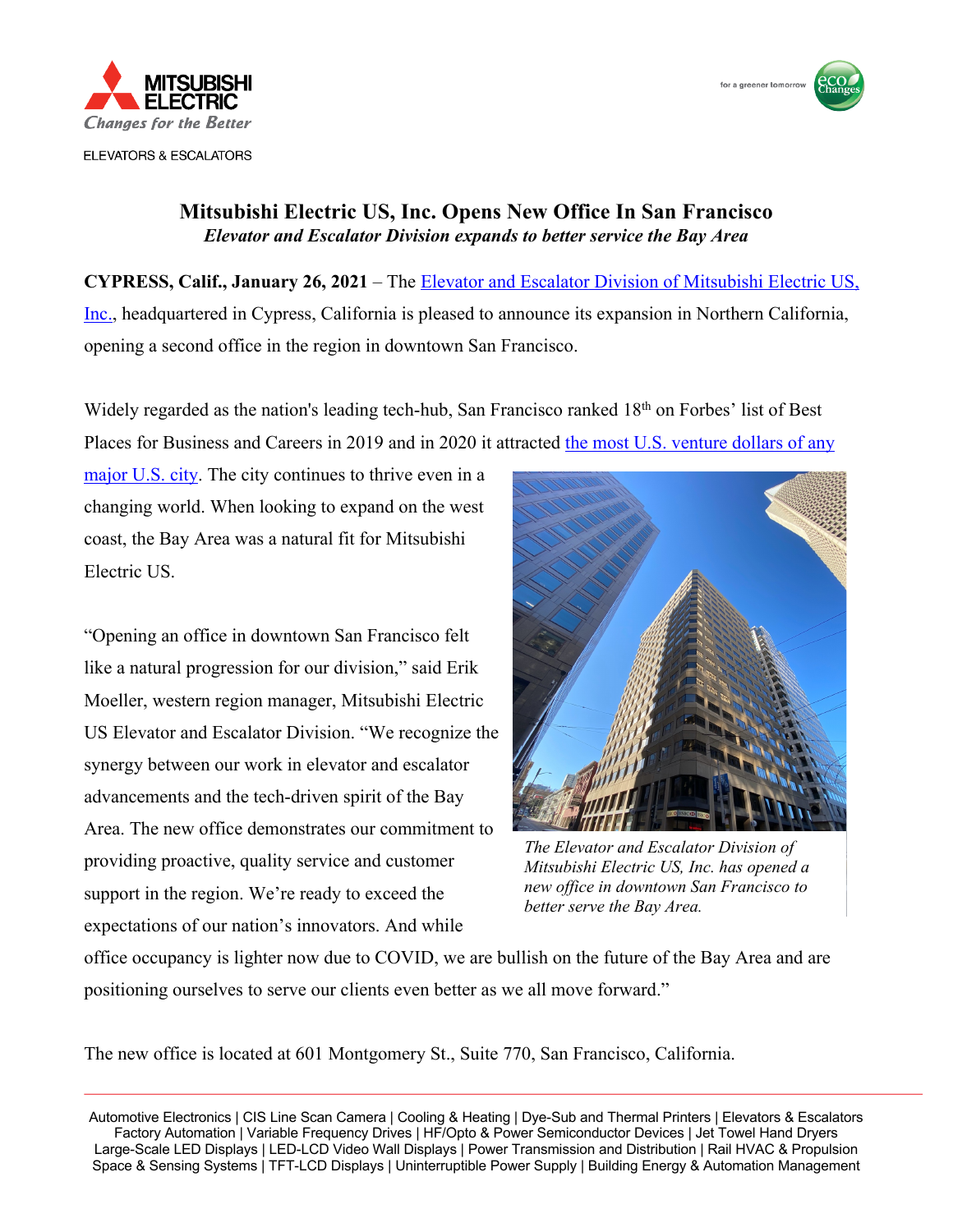MITSUBISHI ELECTRIC

*Changes for the Better*

ELEVATORS & ESCALATORS

# Mitsubishi Electric US, Inc. Opens New Office In San Francisco

***Elevator and Escalator Division expands to better service the Bay Area***

**CYPRESS, Calif., January 26, 2021** – The Elevator and Escalator Division of Mitsubishi Electric US, Inc., headquartered in Cypress, California is pleased to announce its expansion in Northern California, opening a second office in the region in downtown San Francisco.

Widely regarded as the nation's leading tech-hub, San Francisco ranked 18th on Forbes' list of Best Places for Business and Careers in 2019 and in 2020 it attracted the most U.S. venture dollars of any major U.S. city. The city continues to thrive even in a changing world. When looking to expand on the west coast, the Bay Area was a natural fit for Mitsubishi Electric US.

"Opening an office in downtown San Francisco felt like a natural progression for our division," said Erik Moeller, western region manager, Mitsubishi Electric US Elevator and Escalator Division. "We recognize the synergy between our work in elevator and escalator advancements and the tech-driven spirit of the Bay Area. The new office demonstrates our commitment to providing proactive, quality service and customer support in the region. We're ready to exceed the expectations of our nation's innovators. And while office occupancy is lighter now due to COVID, we are bullish on the future of the Bay Area and are positioning ourselves to serve our clients even better as we all move forward."

*The Elevator and Escalator Division of Mitsubishi Electric US, Inc. has opened a new office in downtown San Francisco to better serve the Bay Area.*

The new office is located at 601 Montgomery St., Suite 770, San Francisco, California.

Automotive Electronics | CIS Line Scan Camera | Cooling & Heating | Dye-Sub and Thermal Printers | Elevators & Escalators
Factory Automation | Variable Frequency Drives | HF/Opto & Power Semiconductor Devices | Jet Towel Hand Dryers
Large-Scale LED Displays | LED-LCD Video Wall Displays | Power Transmission and Distribution | Rail HVAC & Propulsion
Space & Sensing Systems | TFT-LCD Displays | Uninterruptible Power Supply | Building Energy & Automation Management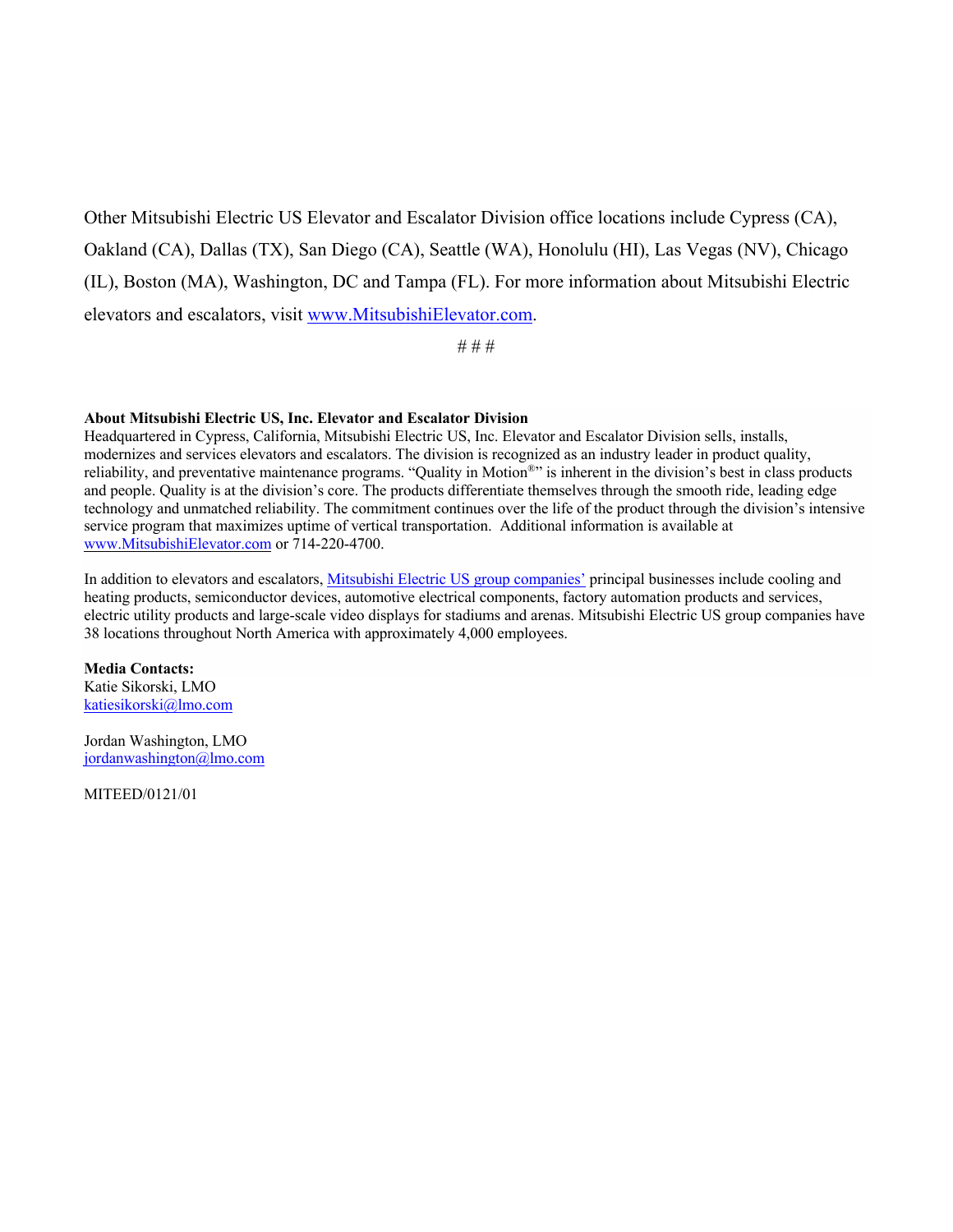Other Mitsubishi Electric US Elevator and Escalator Division office locations include Cypress (CA), Oakland (CA), Dallas (TX), San Diego (CA), Seattle (WA), Honolulu (HI), Las Vegas (NV), Chicago (IL), Boston (MA), Washington, DC and Tampa (FL). For more information about Mitsubishi Electric elevators and escalators, visit www.MitsubishiElevator.com.

# # #

**About Mitsubishi Electric US, Inc. Elevator and Escalator Division**
Headquartered in Cypress, California, Mitsubishi Electric US, Inc. Elevator and Escalator Division sells, installs, modernizes and services elevators and escalators. The division is recognized as an industry leader in product quality, reliability, and preventative maintenance programs. "Quality in Motion®" is inherent in the division's best in class products and people. Quality is at the division's core. The products differentiate themselves through the smooth ride, leading edge technology and unmatched reliability. The commitment continues over the life of the product through the division's intensive service program that maximizes uptime of vertical transportation. Additional information is available at www.MitsubishiElevator.com or 714-220-4700.

In addition to elevators and escalators, Mitsubishi Electric US group companies' principal businesses include cooling and heating products, semiconductor devices, automotive electrical components, factory automation products and services, electric utility products and large-scale video displays for stadiums and arenas. Mitsubishi Electric US group companies have 38 locations throughout North America with approximately 4,000 employees.

**Media Contacts:**
Katie Sikorski, LMO
katiesikorski@lmo.com

Jordan Washington, LMO
jordanwashington@lmo.com

MITEED/0121/01